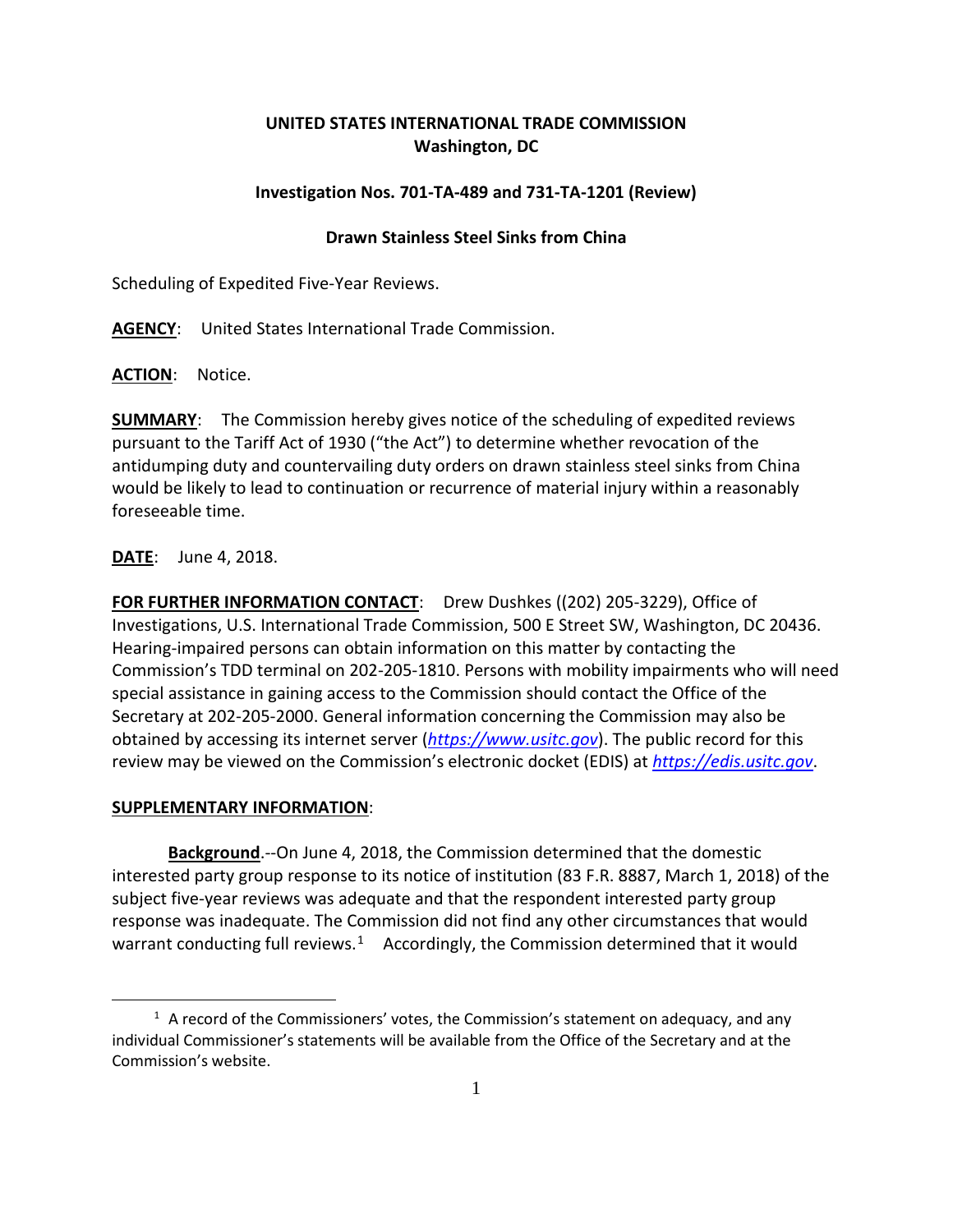**UNITED STATES INTERNATIONAL TRADE COMMISSION**
**Washington, DC**

**Investigation Nos. 701-TA-489 and 731-TA-1201 (Review)**

**Drawn Stainless Steel Sinks from China**

Scheduling of Expedited Five-Year Reviews.

**AGENCY**: United States International Trade Commission.

**ACTION**: Notice.

**SUMMARY**: The Commission hereby gives notice of the scheduling of expedited reviews pursuant to the Tariff Act of 1930 ("the Act") to determine whether revocation of the antidumping duty and countervailing duty orders on drawn stainless steel sinks from China would be likely to lead to continuation or recurrence of material injury within a reasonably foreseeable time.

**DATE**: June 4, 2018.

**FOR FURTHER INFORMATION CONTACT**: Drew Dushkes ((202) 205-3229), Office of Investigations, U.S. International Trade Commission, 500 E Street SW, Washington, DC 20436. Hearing-impaired persons can obtain information on this matter by contacting the Commission's TDD terminal on 202-205-1810. Persons with mobility impairments who will need special assistance in gaining access to the Commission should contact the Office of the Secretary at 202-205-2000. General information concerning the Commission may also be obtained by accessing its internet server (*https://www.usitc.gov*). The public record for this review may be viewed on the Commission's electronic docket (EDIS) at *https://edis.usitc.gov*.

**SUPPLEMENTARY INFORMATION**:

**Background**.--On June 4, 2018, the Commission determined that the domestic interested party group response to its notice of institution (83 F.R. 8887, March 1, 2018) of the subject five-year reviews was adequate and that the respondent interested party group response was inadequate. The Commission did not find any other circumstances that would warrant conducting full reviews.[1] Accordingly, the Commission determined that it would

[1] A record of the Commissioners' votes, the Commission's statement on adequacy, and any individual Commissioner's statements will be available from the Office of the Secretary and at the Commission's website.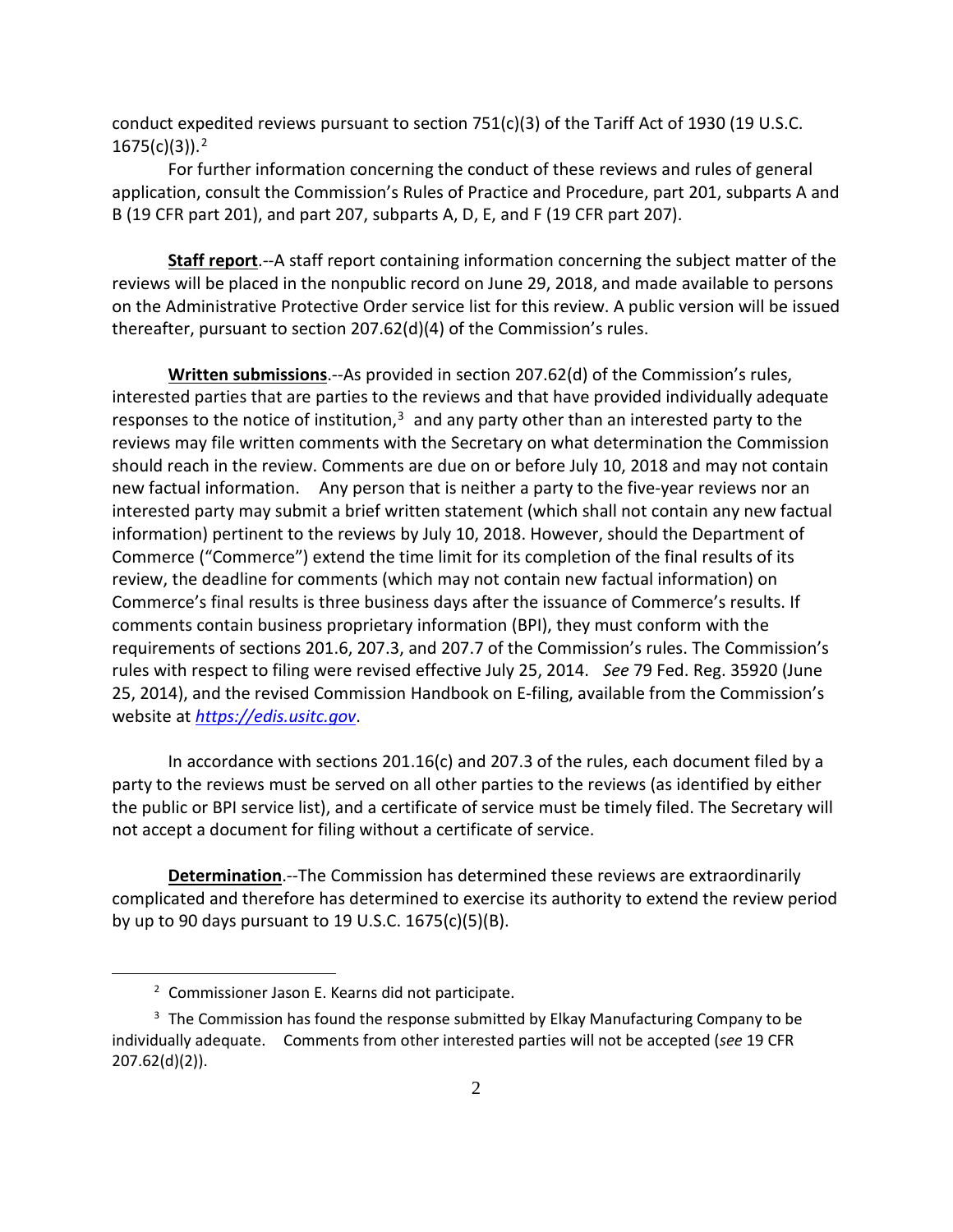conduct expedited reviews pursuant to section 751(c)(3) of the Tariff Act of 1930 (19 U.S.C. 1675(c)(3)).[2]

For further information concerning the conduct of these reviews and rules of general application, consult the Commission's Rules of Practice and Procedure, part 201, subparts A and B (19 CFR part 201), and part 207, subparts A, D, E, and F (19 CFR part 207).

**Staff report**.--A staff report containing information concerning the subject matter of the reviews will be placed in the nonpublic record on June 29, 2018, and made available to persons on the Administrative Protective Order service list for this review. A public version will be issued thereafter, pursuant to section 207.62(d)(4) of the Commission's rules.

**Written submissions**.--As provided in section 207.62(d) of the Commission's rules, interested parties that are parties to the reviews and that have provided individually adequate responses to the notice of institution,[3] and any party other than an interested party to the reviews may file written comments with the Secretary on what determination the Commission should reach in the review. Comments are due on or before July 10, 2018 and may not contain new factual information. Any person that is neither a party to the five-year reviews nor an interested party may submit a brief written statement (which shall not contain any new factual information) pertinent to the reviews by July 10, 2018. However, should the Department of Commerce ("Commerce") extend the time limit for its completion of the final results of its review, the deadline for comments (which may not contain new factual information) on Commerce's final results is three business days after the issuance of Commerce's results. If comments contain business proprietary information (BPI), they must conform with the requirements of sections 201.6, 207.3, and 207.7 of the Commission's rules. The Commission's rules with respect to filing were revised effective July 25, 2014. *See* 79 Fed. Reg. 35920 (June 25, 2014), and the revised Commission Handbook on E-filing, available from the Commission's website at [https://edis.usitc.gov](https://edis.usitc.gov).

In accordance with sections 201.16(c) and 207.3 of the rules, each document filed by a party to the reviews must be served on all other parties to the reviews (as identified by either the public or BPI service list), and a certificate of service must be timely filed. The Secretary will not accept a document for filing without a certificate of service.

**Determination**.--The Commission has determined these reviews are extraordinarily complicated and therefore has determined to exercise its authority to extend the review period by up to 90 days pursuant to 19 U.S.C. 1675(c)(5)(B).

---

[2] Commissioner Jason E. Kearns did not participate.

[3] The Commission has found the response submitted by Elkay Manufacturing Company to be individually adequate. Comments from other interested parties will not be accepted (*see* 19 CFR 207.62(d)(2)).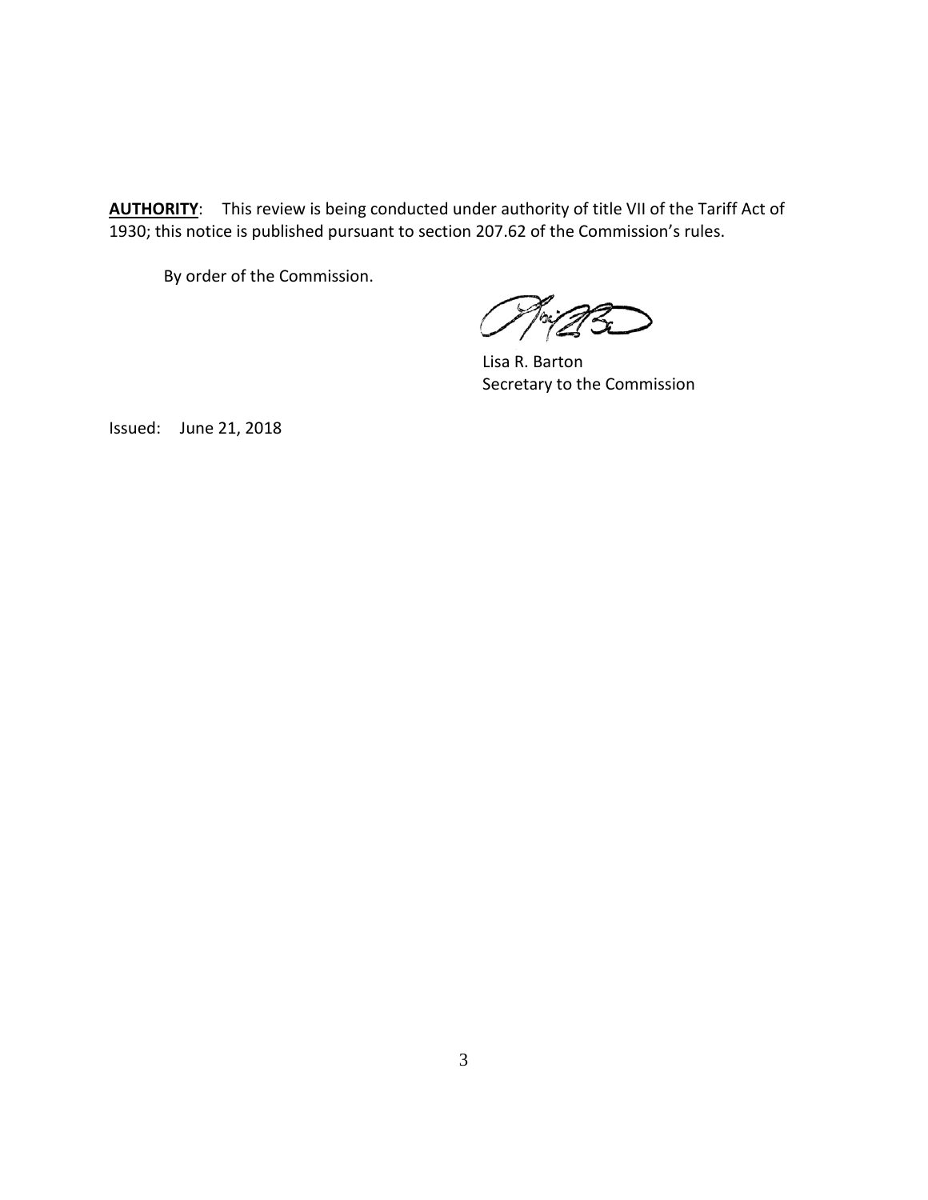**AUTHORITY**: This review is being conducted under authority of title VII of the Tariff Act of 1930; this notice is published pursuant to section 207.62 of the Commission's rules.

By order of the Commission.

Lisa R. Barton
Secretary to the Commission

Issued: June 21, 2018